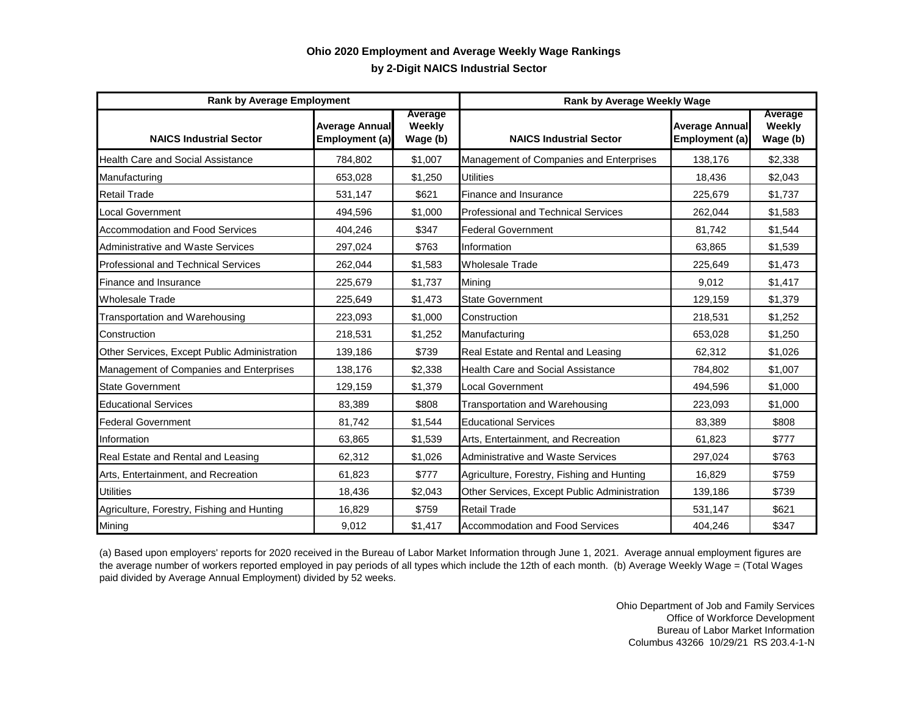## Ohio 2020 Employment and Average Weekly Wage Rankings

### by 2-Digit NAICS Industrial Sector

| Rank by Average Employment | | | Rank by Average Weekly Wage | | |
|---|---|---|---|---|---|
| NAICS Industrial Sector | Average Annual Employment (a) | Average Weekly Wage (b) | NAICS Industrial Sector | Average Annual Employment (a) | Average Weekly Wage (b) |
| Health Care and Social Assistance | 784,802 | $1,007 | Management of Companies and Enterprises | 138,176 | $2,338 |
| Manufacturing | 653,028 | $1,250 | Utilities | 18,436 | $2,043 |
| Retail Trade | 531,147 | $621 | Finance and Insurance | 225,679 | $1,737 |
| Local Government | 494,596 | $1,000 | Professional and Technical Services | 262,044 | $1,583 |
| Accommodation and Food Services | 404,246 | $347 | Federal Government | 81,742 | $1,544 |
| Administrative and Waste Services | 297,024 | $763 | Information | 63,865 | $1,539 |
| Professional and Technical Services | 262,044 | $1,583 | Wholesale Trade | 225,649 | $1,473 |
| Finance and Insurance | 225,679 | $1,737 | Mining | 9,012 | $1,417 |
| Wholesale Trade | 225,649 | $1,473 | State Government | 129,159 | $1,379 |
| Transportation and Warehousing | 223,093 | $1,000 | Construction | 218,531 | $1,252 |
| Construction | 218,531 | $1,252 | Manufacturing | 653,028 | $1,250 |
| Other Services, Except Public Administration | 139,186 | $739 | Real Estate and Rental and Leasing | 62,312 | $1,026 |
| Management of Companies and Enterprises | 138,176 | $2,338 | Health Care and Social Assistance | 784,802 | $1,007 |
| State Government | 129,159 | $1,379 | Local Government | 494,596 | $1,000 |
| Educational Services | 83,389 | $808 | Transportation and Warehousing | 223,093 | $1,000 |
| Federal Government | 81,742 | $1,544 | Educational Services | 83,389 | $808 |
| Information | 63,865 | $1,539 | Arts, Entertainment, and Recreation | 61,823 | $777 |
| Real Estate and Rental and Leasing | 62,312 | $1,026 | Administrative and Waste Services | 297,024 | $763 |
| Arts, Entertainment, and Recreation | 61,823 | $777 | Agriculture, Forestry, Fishing and Hunting | 16,829 | $759 |
| Utilities | 18,436 | $2,043 | Other Services, Except Public Administration | 139,186 | $739 |
| Agriculture, Forestry, Fishing and Hunting | 16,829 | $759 | Retail Trade | 531,147 | $621 |
| Mining | 9,012 | $1,417 | Accommodation and Food Services | 404,246 | $347 |

(a) Based upon employers' reports for 2020 received in the Bureau of Labor Market Information through June 1, 2021. Average annual employment figures are the average number of workers reported employed in pay periods of all types which include the 12th of each month. (b) Average Weekly Wage = (Total Wages paid divided by Average Annual Employment) divided by 52 weeks.

Ohio Department of Job and Family Services
Office of Workforce Development
Bureau of Labor Market Information
Columbus 43266 10/29/21 RS 203.4-1-N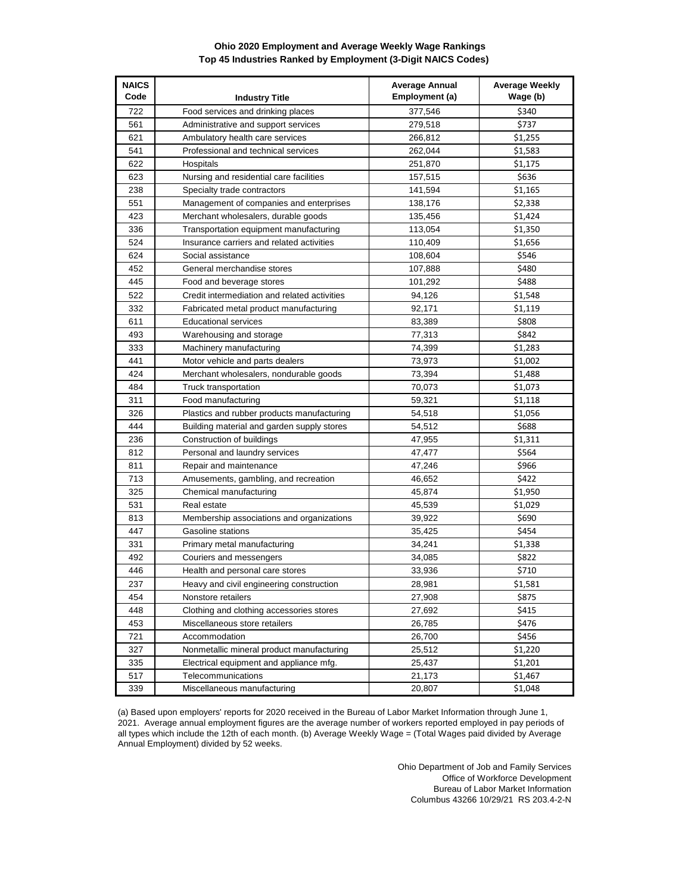**Ohio 2020 Employment and Average Weekly Wage Rankings**
**Top 45 Industries Ranked by Employment (3-Digit NAICS Codes)**

| NAICS Code | Industry Title | Average Annual Employment (a) | Average Weekly Wage (b) |
|---|---|---|---|
| 722 | Food services and drinking places | 377,546 | $340 |
| 561 | Administrative and support services | 279,518 | $737 |
| 621 | Ambulatory health care services | 266,812 | $1,255 |
| 541 | Professional and technical services | 262,044 | $1,583 |
| 622 | Hospitals | 251,870 | $1,175 |
| 623 | Nursing and residential care facilities | 157,515 | $636 |
| 238 | Specialty trade contractors | 141,594 | $1,165 |
| 551 | Management of companies and enterprises | 138,176 | $2,338 |
| 423 | Merchant wholesalers, durable goods | 135,456 | $1,424 |
| 336 | Transportation equipment manufacturing | 113,054 | $1,350 |
| 524 | Insurance carriers and related activities | 110,409 | $1,656 |
| 624 | Social assistance | 108,604 | $546 |
| 452 | General merchandise stores | 107,888 | $480 |
| 445 | Food and beverage stores | 101,292 | $488 |
| 522 | Credit intermediation and related activities | 94,126 | $1,548 |
| 332 | Fabricated metal product manufacturing | 92,171 | $1,119 |
| 611 | Educational services | 83,389 | $808 |
| 493 | Warehousing and storage | 77,313 | $842 |
| 333 | Machinery manufacturing | 74,399 | $1,283 |
| 441 | Motor vehicle and parts dealers | 73,973 | $1,002 |
| 424 | Merchant wholesalers, nondurable goods | 73,394 | $1,488 |
| 484 | Truck transportation | 70,073 | $1,073 |
| 311 | Food manufacturing | 59,321 | $1,118 |
| 326 | Plastics and rubber products manufacturing | 54,518 | $1,056 |
| 444 | Building material and garden supply stores | 54,512 | $688 |
| 236 | Construction of buildings | 47,955 | $1,311 |
| 812 | Personal and laundry services | 47,477 | $564 |
| 811 | Repair and maintenance | 47,246 | $966 |
| 713 | Amusements, gambling, and recreation | 46,652 | $422 |
| 325 | Chemical manufacturing | 45,874 | $1,950 |
| 531 | Real estate | 45,539 | $1,029 |
| 813 | Membership associations and organizations | 39,922 | $690 |
| 447 | Gasoline stations | 35,425 | $454 |
| 331 | Primary metal manufacturing | 34,241 | $1,338 |
| 492 | Couriers and messengers | 34,085 | $822 |
| 446 | Health and personal care stores | 33,936 | $710 |
| 237 | Heavy and civil engineering construction | 28,981 | $1,581 |
| 454 | Nonstore retailers | 27,908 | $875 |
| 448 | Clothing and clothing accessories stores | 27,692 | $415 |
| 453 | Miscellaneous store retailers | 26,785 | $476 |
| 721 | Accommodation | 26,700 | $456 |
| 327 | Nonmetallic mineral product manufacturing | 25,512 | $1,220 |
| 335 | Electrical equipment and appliance mfg. | 25,437 | $1,201 |
| 517 | Telecommunications | 21,173 | $1,467 |
| 339 | Miscellaneous manufacturing | 20,807 | $1,048 |

(a) Based upon employers' reports for 2020 received in the Bureau of Labor Market Information through June 1, 2021. Average annual employment figures are the average number of workers reported employed in pay periods of all types which include the 12th of each month. (b) Average Weekly Wage = (Total Wages paid divided by Average Annual Employment) divided by 52 weeks.

Ohio Department of Job and Family Services
Office of Workforce Development
Bureau of Labor Market Information
Columbus 43266 10/29/21 RS 203.4-2-N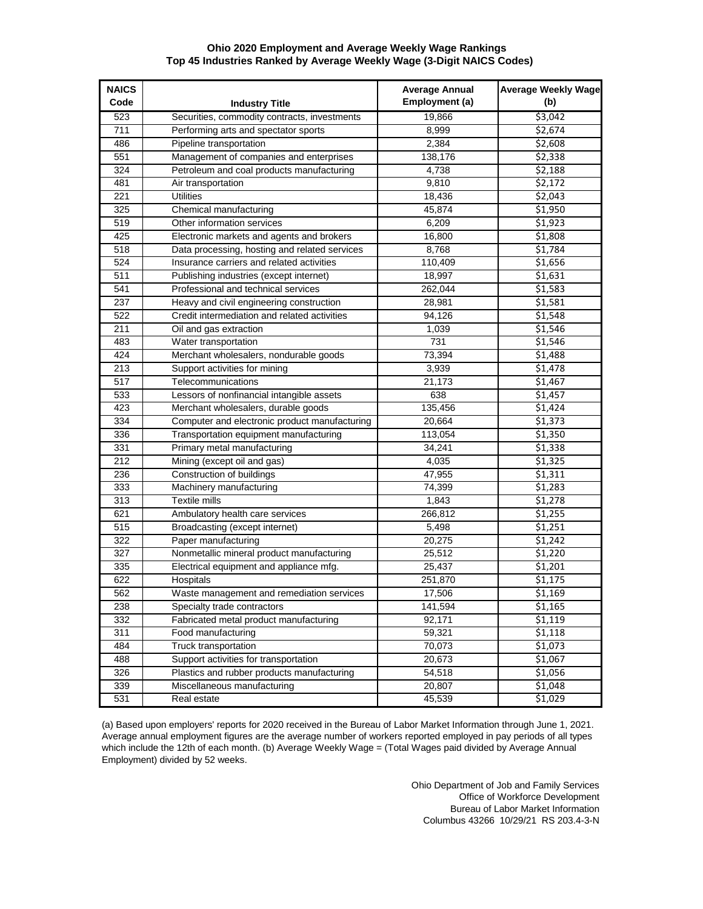**Ohio 2020 Employment and Average Weekly Wage Rankings**
**Top 45 Industries Ranked by Average Weekly Wage (3-Digit NAICS Codes)**

| NAICS Code | Industry Title | Average Annual Employment (a) | Average Weekly Wage (b) |
|---|---|---|---|
| 523 | Securities, commodity contracts, investments | 19,866 | $3,042 |
| 711 | Performing arts and spectator sports | 8,999 | $2,674 |
| 486 | Pipeline transportation | 2,384 | $2,608 |
| 551 | Management of companies and enterprises | 138,176 | $2,338 |
| 324 | Petroleum and coal products manufacturing | 4,738 | $2,188 |
| 481 | Air transportation | 9,810 | $2,172 |
| 221 | Utilities | 18,436 | $2,043 |
| 325 | Chemical manufacturing | 45,874 | $1,950 |
| 519 | Other information services | 6,209 | $1,923 |
| 425 | Electronic markets and agents and brokers | 16,800 | $1,808 |
| 518 | Data processing, hosting and related services | 8,768 | $1,784 |
| 524 | Insurance carriers and related activities | 110,409 | $1,656 |
| 511 | Publishing industries (except internet) | 18,997 | $1,631 |
| 541 | Professional and technical services | 262,044 | $1,583 |
| 237 | Heavy and civil engineering construction | 28,981 | $1,581 |
| 522 | Credit intermediation and related activities | 94,126 | $1,548 |
| 211 | Oil and gas extraction | 1,039 | $1,546 |
| 483 | Water transportation | 731 | $1,546 |
| 424 | Merchant wholesalers, nondurable goods | 73,394 | $1,488 |
| 213 | Support activities for mining | 3,939 | $1,478 |
| 517 | Telecommunications | 21,173 | $1,467 |
| 533 | Lessors of nonfinancial intangible assets | 638 | $1,457 |
| 423 | Merchant wholesalers, durable goods | 135,456 | $1,424 |
| 334 | Computer and electronic product manufacturing | 20,664 | $1,373 |
| 336 | Transportation equipment manufacturing | 113,054 | $1,350 |
| 331 | Primary metal manufacturing | 34,241 | $1,338 |
| 212 | Mining (except oil and gas) | 4,035 | $1,325 |
| 236 | Construction of buildings | 47,955 | $1,311 |
| 333 | Machinery manufacturing | 74,399 | $1,283 |
| 313 | Textile mills | 1,843 | $1,278 |
| 621 | Ambulatory health care services | 266,812 | $1,255 |
| 515 | Broadcasting (except internet) | 5,498 | $1,251 |
| 322 | Paper manufacturing | 20,275 | $1,242 |
| 327 | Nonmetallic mineral product manufacturing | 25,512 | $1,220 |
| 335 | Electrical equipment and appliance mfg. | 25,437 | $1,201 |
| 622 | Hospitals | 251,870 | $1,175 |
| 562 | Waste management and remediation services | 17,506 | $1,169 |
| 238 | Specialty trade contractors | 141,594 | $1,165 |
| 332 | Fabricated metal product manufacturing | 92,171 | $1,119 |
| 311 | Food manufacturing | 59,321 | $1,118 |
| 484 | Truck transportation | 70,073 | $1,073 |
| 488 | Support activities for transportation | 20,673 | $1,067 |
| 326 | Plastics and rubber products manufacturing | 54,518 | $1,056 |
| 339 | Miscellaneous manufacturing | 20,807 | $1,048 |
| 531 | Real estate | 45,539 | $1,029 |

(a) Based upon employers' reports for 2020 received in the Bureau of Labor Market Information through June 1, 2021. Average annual employment figures are the average number of workers reported employed in pay periods of all types which include the 12th of each month. (b) Average Weekly Wage = (Total Wages paid divided by Average Annual Employment) divided by 52 weeks.

Ohio Department of Job and Family Services
Office of Workforce Development
Bureau of Labor Market Information
Columbus 43266 10/29/21 RS 203.4-3-N